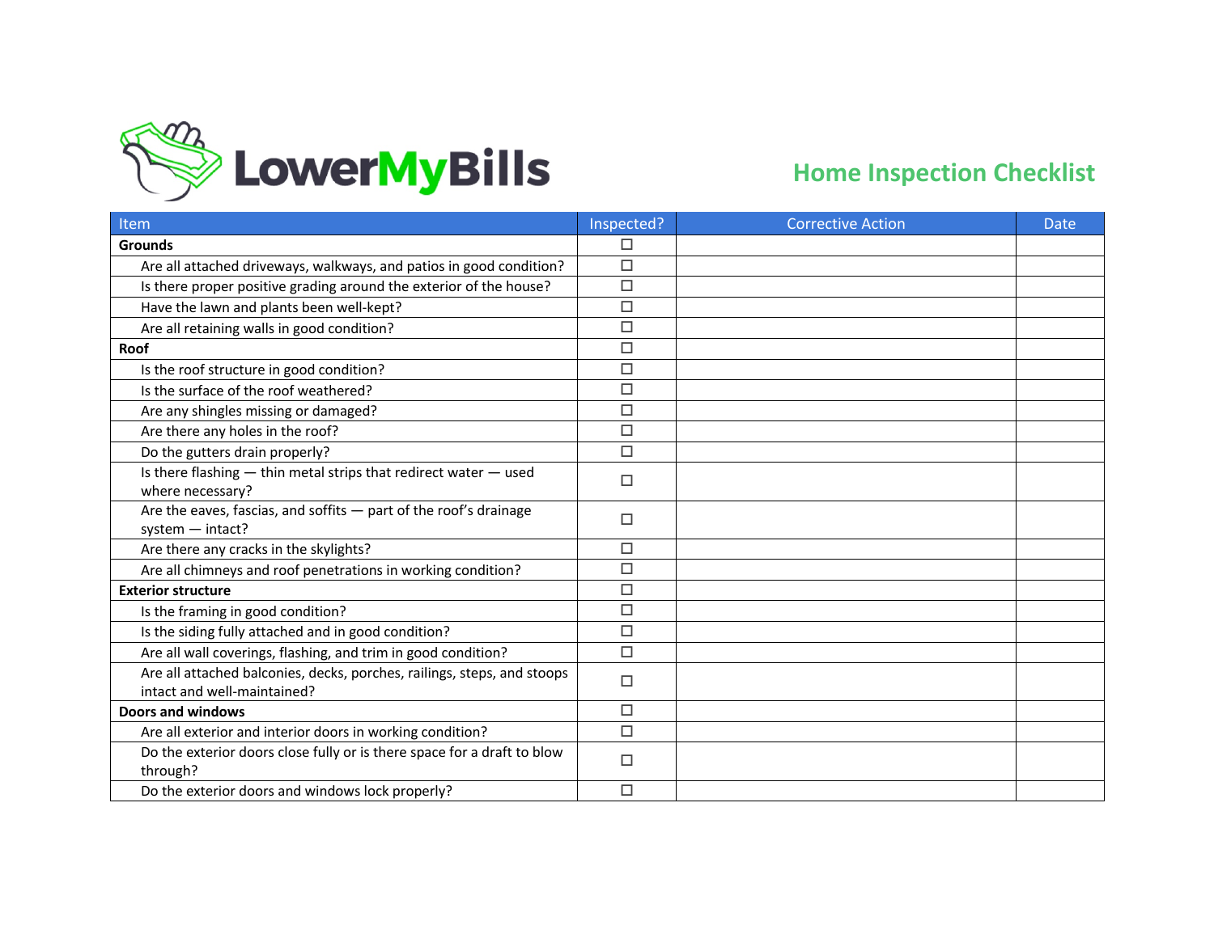LowerMyBills

# Home Inspection Checklist

| Item | Inspected? | Corrective Action | Date |
|---|---|---|---|
| **Grounds** | ☐ | | |
| Are all attached driveways, walkways, and patios in good condition? | ☐ | | |
| Is there proper positive grading around the exterior of the house? | ☐ | | |
| Have the lawn and plants been well-kept? | ☐ | | |
| Are all retaining walls in good condition? | ☐ | | |
| **Roof** | ☐ | | |
| Is the roof structure in good condition? | ☐ | | |
| Is the surface of the roof weathered? | ☐ | | |
| Are any shingles missing or damaged? | ☐ | | |
| Are there any holes in the roof? | ☐ | | |
| Do the gutters drain properly? | ☐ | | |
| Is there flashing — thin metal strips that redirect water — used where necessary? | ☐ | | |
| Are the eaves, fascias, and soffits — part of the roof's drainage system — intact? | ☐ | | |
| Are there any cracks in the skylights? | ☐ | | |
| Are all chimneys and roof penetrations in working condition? | ☐ | | |
| **Exterior structure** | ☐ | | |
| Is the framing in good condition? | ☐ | | |
| Is the siding fully attached and in good condition? | ☐ | | |
| Are all wall coverings, flashing, and trim in good condition? | ☐ | | |
| Are all attached balconies, decks, porches, railings, steps, and stoops intact and well-maintained? | ☐ | | |
| **Doors and windows** | ☐ | | |
| Are all exterior and interior doors in working condition? | ☐ | | |
| Do the exterior doors close fully or is there space for a draft to blow through? | ☐ | | |
| Do the exterior doors and windows lock properly? | ☐ | | |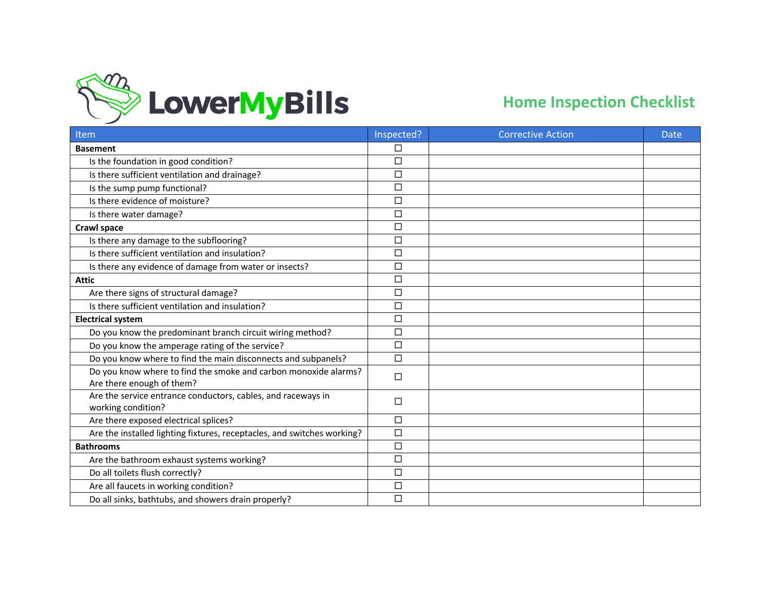LowerMyBills

# Home Inspection Checklist

| Item | Inspected? | Corrective Action | Date |
|---|---|---|---|
| **Basement** | ☐ | | |
| Is the foundation in good condition? | ☐ | | |
| Is there sufficient ventilation and drainage? | ☐ | | |
| Is the sump pump functional? | ☐ | | |
| Is there evidence of moisture? | ☐ | | |
| Is there water damage? | ☐ | | |
| **Crawl space** | ☐ | | |
| Is there any damage to the subflooring? | ☐ | | |
| Is there sufficient ventilation and insulation? | ☐ | | |
| Is there any evidence of damage from water or insects? | ☐ | | |
| **Attic** | ☐ | | |
| Are there signs of structural damage? | ☐ | | |
| Is there sufficient ventilation and insulation? | ☐ | | |
| **Electrical system** | ☐ | | |
| Do you know the predominant branch circuit wiring method? | ☐ | | |
| Do you know the amperage rating of the service? | ☐ | | |
| Do you know where to find the main disconnects and subpanels? | ☐ | | |
| Do you know where to find the smoke and carbon monoxide alarms? Are there enough of them? | ☐ | | |
| Are the service entrance conductors, cables, and raceways in working condition? | ☐ | | |
| Are there exposed electrical splices? | ☐ | | |
| Are the installed lighting fixtures, receptacles, and switches working? | ☐ | | |
| **Bathrooms** | ☐ | | |
| Are the bathroom exhaust systems working? | ☐ | | |
| Do all toilets flush correctly? | ☐ | | |
| Are all faucets in working condition? | ☐ | | |
| Do all sinks, bathtubs, and showers drain properly? | ☐ | | |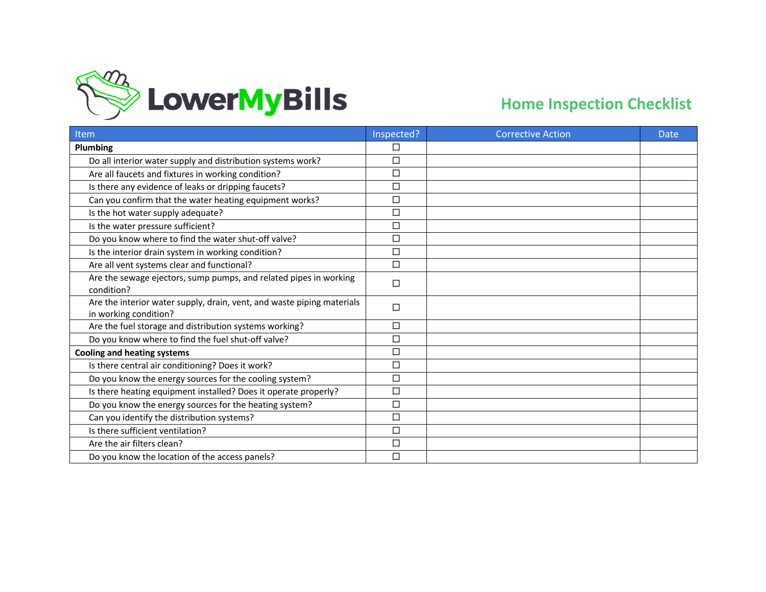LowerMyBills

## Home Inspection Checklist

| Item | Inspected? | Corrective Action | Date |
|---|---|---|---|
| **Plumbing** | ☐ | | |
| Do all interior water supply and distribution systems work? | ☐ | | |
| Are all faucets and fixtures in working condition? | ☐ | | |
| Is there any evidence of leaks or dripping faucets? | ☐ | | |
| Can you confirm that the water heating equipment works? | ☐ | | |
| Is the hot water supply adequate? | ☐ | | |
| Is the water pressure sufficient? | ☐ | | |
| Do you know where to find the water shut-off valve? | ☐ | | |
| Is the interior drain system in working condition? | ☐ | | |
| Are all vent systems clear and functional? | ☐ | | |
| Are the sewage ejectors, sump pumps, and related pipes in working condition? | ☐ | | |
| Are the interior water supply, drain, vent, and waste piping materials in working condition? | ☐ | | |
| Are the fuel storage and distribution systems working? | ☐ | | |
| Do you know where to find the fuel shut-off valve? | ☐ | | |
| **Cooling and heating systems** | ☐ | | |
| Is there central air conditioning? Does it work? | ☐ | | |
| Do you know the energy sources for the cooling system? | ☐ | | |
| Is there heating equipment installed? Does it operate properly? | ☐ | | |
| Do you know the energy sources for the heating system? | ☐ | | |
| Can you identify the distribution systems? | ☐ | | |
| Is there sufficient ventilation? | ☐ | | |
| Are the air filters clean? | ☐ | | |
| Do you know the location of the access panels? | ☐ | | |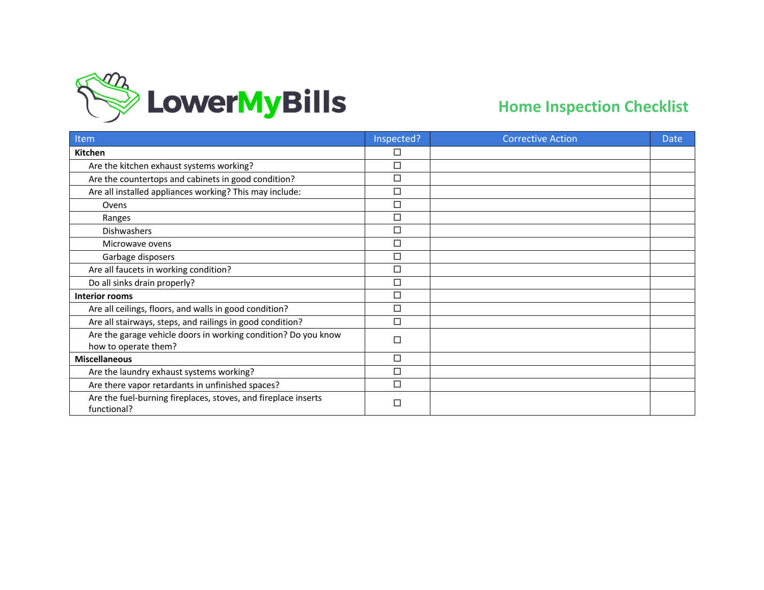LowerMyBills

# Home Inspection Checklist

| Item | Inspected? | Corrective Action | Date |
|---|---|---|---|
| **Kitchen** | ☐ | | |
| Are the kitchen exhaust systems working? | ☐ | | |
| Are the countertops and cabinets in good condition? | ☐ | | |
| Are all installed appliances working? This may include: | ☐ | | |
| Ovens | ☐ | | |
| Ranges | ☐ | | |
| Dishwashers | ☐ | | |
| Microwave ovens | ☐ | | |
| Garbage disposers | ☐ | | |
| Are all faucets in working condition? | ☐ | | |
| Do all sinks drain properly? | ☐ | | |
| **Interior rooms** | ☐ | | |
| Are all ceilings, floors, and walls in good condition? | ☐ | | |
| Are all stairways, steps, and railings in good condition? | ☐ | | |
| Are the garage vehicle doors in working condition? Do you know how to operate them? | ☐ | | |
| **Miscellaneous** | ☐ | | |
| Are the laundry exhaust systems working? | ☐ | | |
| Are there vapor retardants in unfinished spaces? | ☐ | | |
| Are the fuel-burning fireplaces, stoves, and fireplace inserts functional? | ☐ | | |